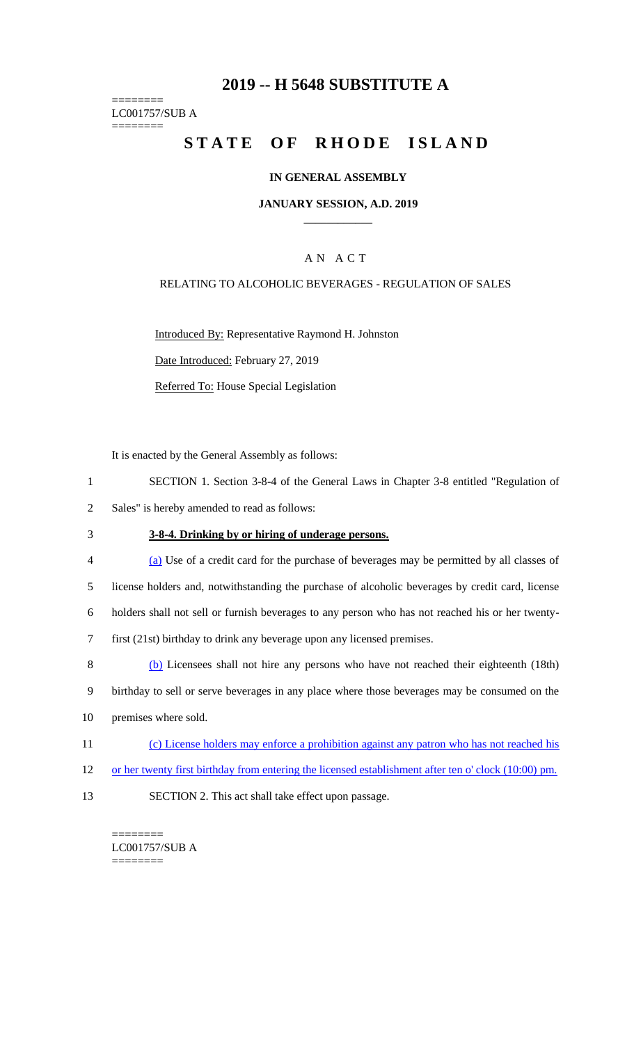# 2019 -- H 5648 SUBSTITUTE A

========
LC001757/SUB A
========

# STATE OF RHODE ISLAND

## IN GENERAL ASSEMBLY

### JANUARY SESSION, A.D. 2019

---

A N  A C T

RELATING TO ALCOHOLIC BEVERAGES - REGULATION OF SALES

Introduced By: Representative Raymond H. Johnston

Date Introduced: February 27, 2019

Referred To: House Special Legislation

It is enacted by the General Assembly as follows:

1 SECTION 1. Section 3-8-4 of the General Laws in Chapter 3-8 entitled "Regulation of
2 Sales" is hereby amended to read as follows:

3 **3-8-4. Drinking by or hiring of underage persons.**

4 (a) Use of a credit card for the purchase of beverages may be permitted by all classes of
5 license holders and, notwithstanding the purchase of alcoholic beverages by credit card, license
6 holders shall not sell or furnish beverages to any person who has not reached his or her twenty-
7 first (21st) birthday to drink any beverage upon any licensed premises.

8 (b) Licensees shall not hire any persons who have not reached their eighteenth (18th)
9 birthday to sell or serve beverages in any place where those beverages may be consumed on the
10 premises where sold.

11 (c) License holders may enforce a prohibition against any patron who has not reached his
12 or her twenty first birthday from entering the licensed establishment after ten o' clock (10:00) pm.

13 SECTION 2. This act shall take effect upon passage.

========
LC001757/SUB A
========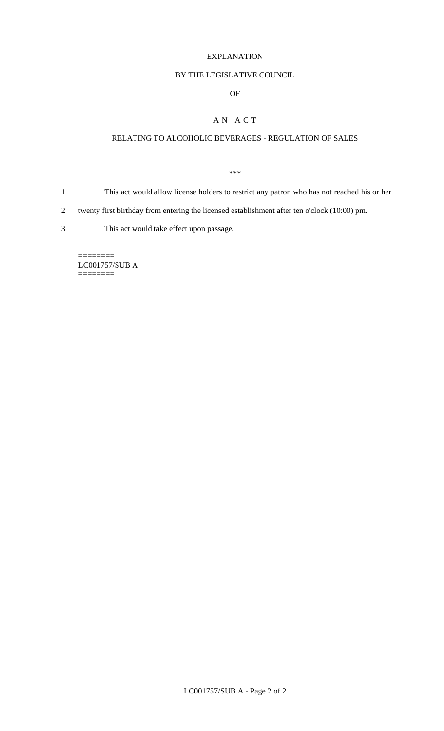EXPLANATION

BY THE LEGISLATIVE COUNCIL

OF

A N A C T

RELATING TO ALCOHOLIC BEVERAGES - REGULATION OF SALES

\*\*\*

This act would allow license holders to restrict any patron who has not reached his or her twenty first birthday from entering the licensed establishment after ten o'clock (10:00) pm.

This act would take effect upon passage.

========
LC001757/SUB A
========